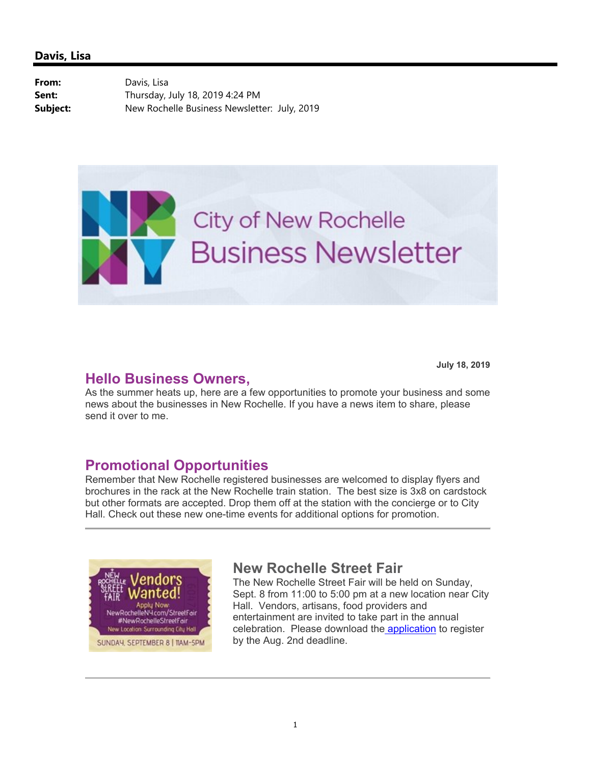## Davis, Lisa

**From:** Davis, Lisa
**Sent:** Thursday, July 18, 2019 4:24 PM
**Subject:** New Rochelle Business Newsletter: July, 2019

City of New Rochelle Business Newsletter

**July 18, 2019**

## Hello Business Owners,

As the summer heats up, here are a few opportunities to promote your business and some news about the businesses in New Rochelle. If you have a news item to share, please send it over to me.

## Promotional Opportunities

Remember that New Rochelle registered businesses are welcomed to display flyers and brochures in the rack at the New Rochelle train station. The best size is 3x8 on cardstock but other formats are accepted. Drop them off at the station with the concierge or to City Hall. Check out these new one-time events for additional options for promotion.

---

New Rochelle Street Fair Vendors Wanted! Apply Now: NewRochelleNY.com/StreetFair #NewRochelleStreetFair New Location: Surrounding City Hall SUNDAY, SEPTEMBER 8 | 11AM-5PM

### New Rochelle Street Fair

The New Rochelle Street Fair will be held on Sunday, Sept. 8 from 11:00 to 5:00 pm at a new location near City Hall. Vendors, artisans, food providers and entertainment are invited to take part in the annual celebration. Please download the application to register by the Aug. 2nd deadline.

---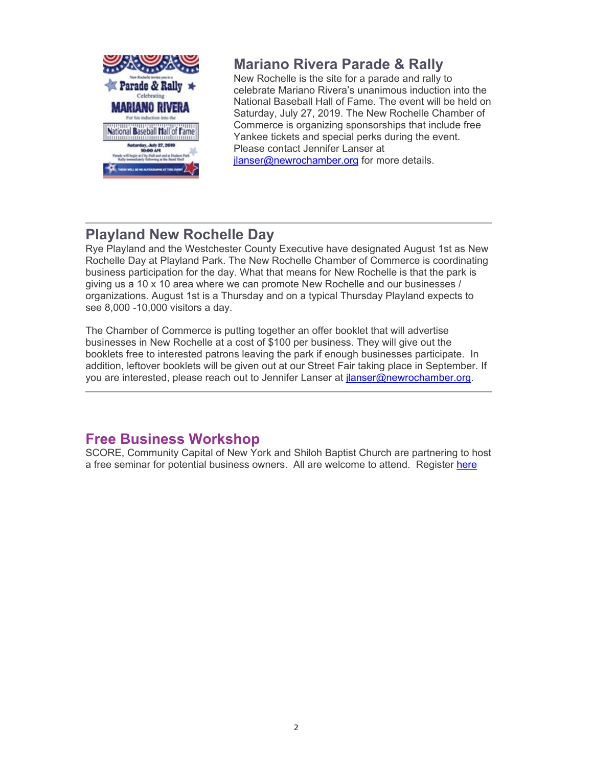## Mariano Rivera Parade & Rally

New Rochelle is the site for a parade and rally to celebrate Mariano Rivera's unanimous induction into the National Baseball Hall of Fame. The event will be held on Saturday, July 27, 2019. The New Rochelle Chamber of Commerce is organizing sponsorships that include free Yankee tickets and special perks during the event. Please contact Jennifer Lanser at jlanser@newrochamber.org for more details.

---

## Playland New Rochelle Day

Rye Playland and the Westchester County Executive have designated August 1st as New Rochelle Day at Playland Park. The New Rochelle Chamber of Commerce is coordinating business participation for the day. What that means for New Rochelle is that the park is giving us a 10 x 10 area where we can promote New Rochelle and our businesses / organizations. August 1st is a Thursday and on a typical Thursday Playland expects to see 8,000 -10,000 visitors a day.

The Chamber of Commerce is putting together an offer booklet that will advertise businesses in New Rochelle at a cost of $100 per business. They will give out the booklets free to interested patrons leaving the park if enough businesses participate. In addition, leftover booklets will be given out at our Street Fair taking place in September. If you are interested, please reach out to Jennifer Lanser at jlanser@newrochamber.org.

---

## Free Business Workshop

SCORE, Community Capital of New York and Shiloh Baptist Church are partnering to host a free seminar for potential business owners. All are welcome to attend. Register here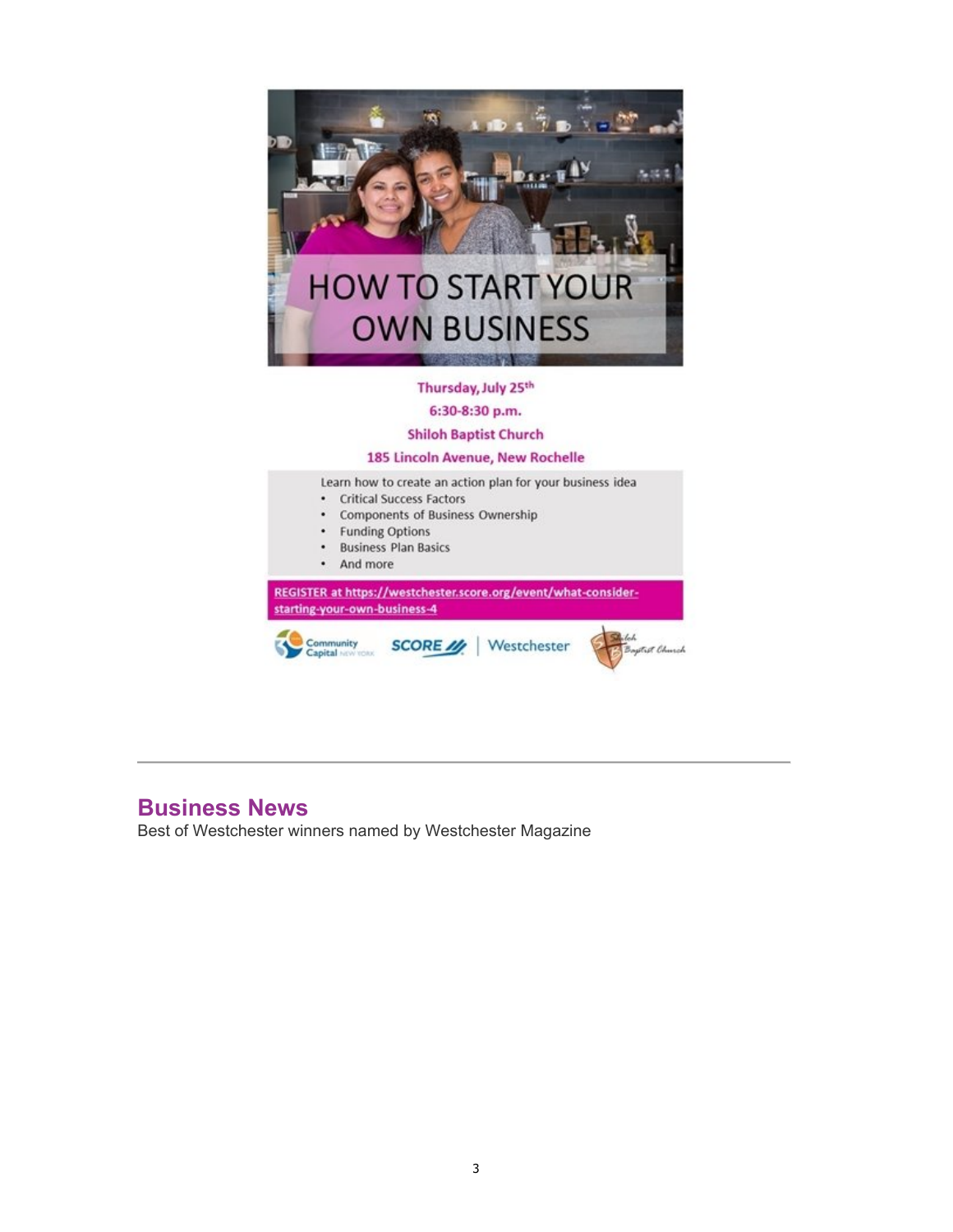# HOW TO START YOUR OWN BUSINESS

**Thursday, July 25th**

**6:30-8:30 p.m.**

**Shiloh Baptist Church**

**185 Lincoln Avenue, New Rochelle**

Learn how to create an action plan for your business idea

- Critical Success Factors
- Components of Business Ownership
- Funding Options
- Business Plan Basics
- And more

**REGISTER at https://westchester.score.org/event/what-consider-starting-your-own-business-4**

Community Capital New York | SCORE | Westchester | Shiloh Baptist Church

---

## Business News

Best of Westchester winners named by Westchester Magazine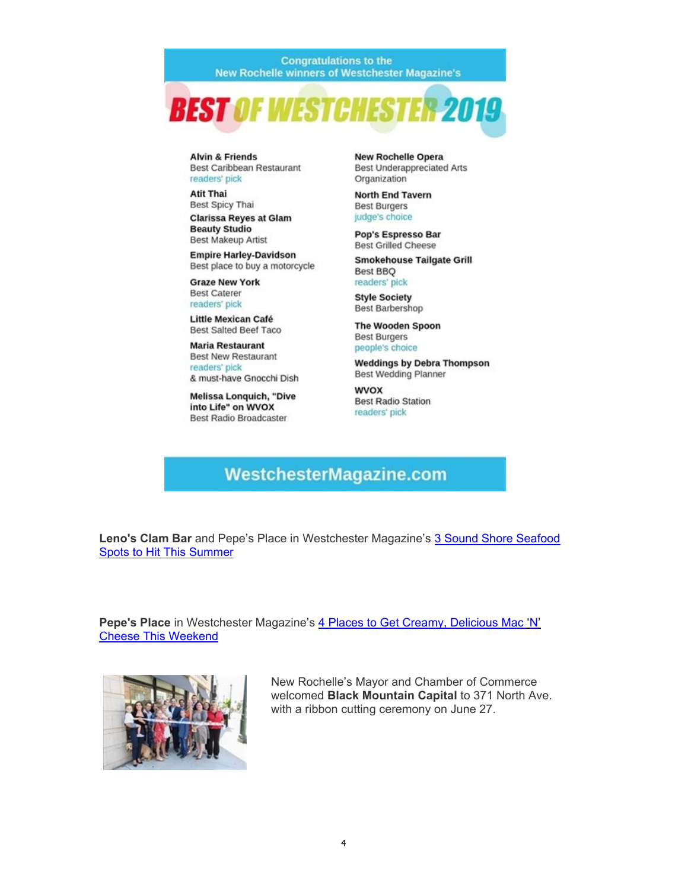Congratulations to the New Rochelle winners of Westchester Magazine's

# BEST OF WESTCHESTER 2019

**Alvin & Friends**
Best Caribbean Restaurant
readers' pick

**Atit Thai**
Best Spicy Thai

**Clarissa Reyes at Glam Beauty Studio**
Best Makeup Artist

**Empire Harley-Davidson**
Best place to buy a motorcycle

**Graze New York**
Best Caterer
readers' pick

**Little Mexican Café**
Best Salted Beef Taco

**Maria Restaurant**
Best New Restaurant
readers' pick
& must-have Gnocchi Dish

**Melissa Lonquich, "Dive into Life" on WVOX**
Best Radio Broadcaster

**New Rochelle Opera**
Best Underappreciated Arts Organization

**North End Tavern**
Best Burgers
judge's choice

**Pop's Espresso Bar**
Best Grilled Cheese

**Smokehouse Tailgate Grill**
Best BBQ
readers' pick

**Style Society**
Best Barbershop

**The Wooden Spoon**
Best Burgers
people's choice

**Weddings by Debra Thompson**
Best Wedding Planner

**WVOX**
Best Radio Station
readers' pick

WestchesterMagazine.com

**Leno's Clam Bar** and Pepe's Place in Westchester Magazine's 3 Sound Shore Seafood Spots to Hit This Summer

**Pepe's Place** in Westchester Magazine's 4 Places to Get Creamy, Delicious Mac 'N' Cheese This Weekend

New Rochelle's Mayor and Chamber of Commerce welcomed **Black Mountain Capital** to 371 North Ave. with a ribbon cutting ceremony on June 27.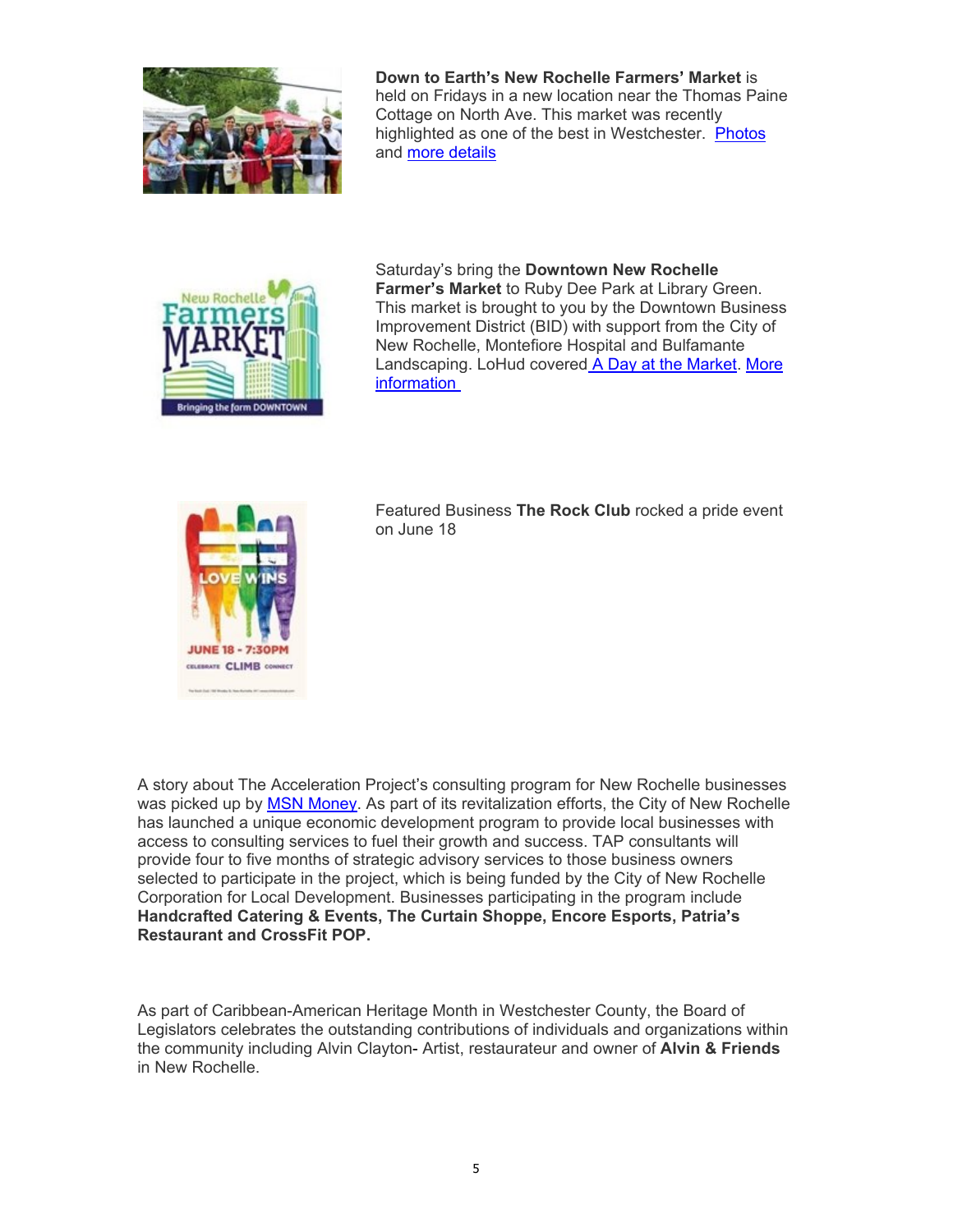**Down to Earth's New Rochelle Farmers' Market** is held on Fridays in a new location near the Thomas Paine Cottage on North Ave. This market was recently highlighted as one of the best in Westchester. Photos and more details

Saturday's bring the **Downtown New Rochelle Farmer's Market** to Ruby Dee Park at Library Green. This market is brought to you by the Downtown Business Improvement District (BID) with support from the City of New Rochelle, Montefiore Hospital and Bulfamante Landscaping. LoHud covered A Day at the Market. More information

Featured Business **The Rock Club** rocked a pride event on June 18

A story about The Acceleration Project's consulting program for New Rochelle businesses was picked up by MSN Money. As part of its revitalization efforts, the City of New Rochelle has launched a unique economic development program to provide local businesses with access to consulting services to fuel their growth and success. TAP consultants will provide four to five months of strategic advisory services to those business owners selected to participate in the project, which is being funded by the City of New Rochelle Corporation for Local Development. Businesses participating in the program include **Handcrafted Catering & Events, The Curtain Shoppe, Encore Esports, Patria's Restaurant and CrossFit POP.**

As part of Caribbean-American Heritage Month in Westchester County, the Board of Legislators celebrates the outstanding contributions of individuals and organizations within the community including Alvin Clayton- Artist, restaurateur and owner of **Alvin & Friends** in New Rochelle.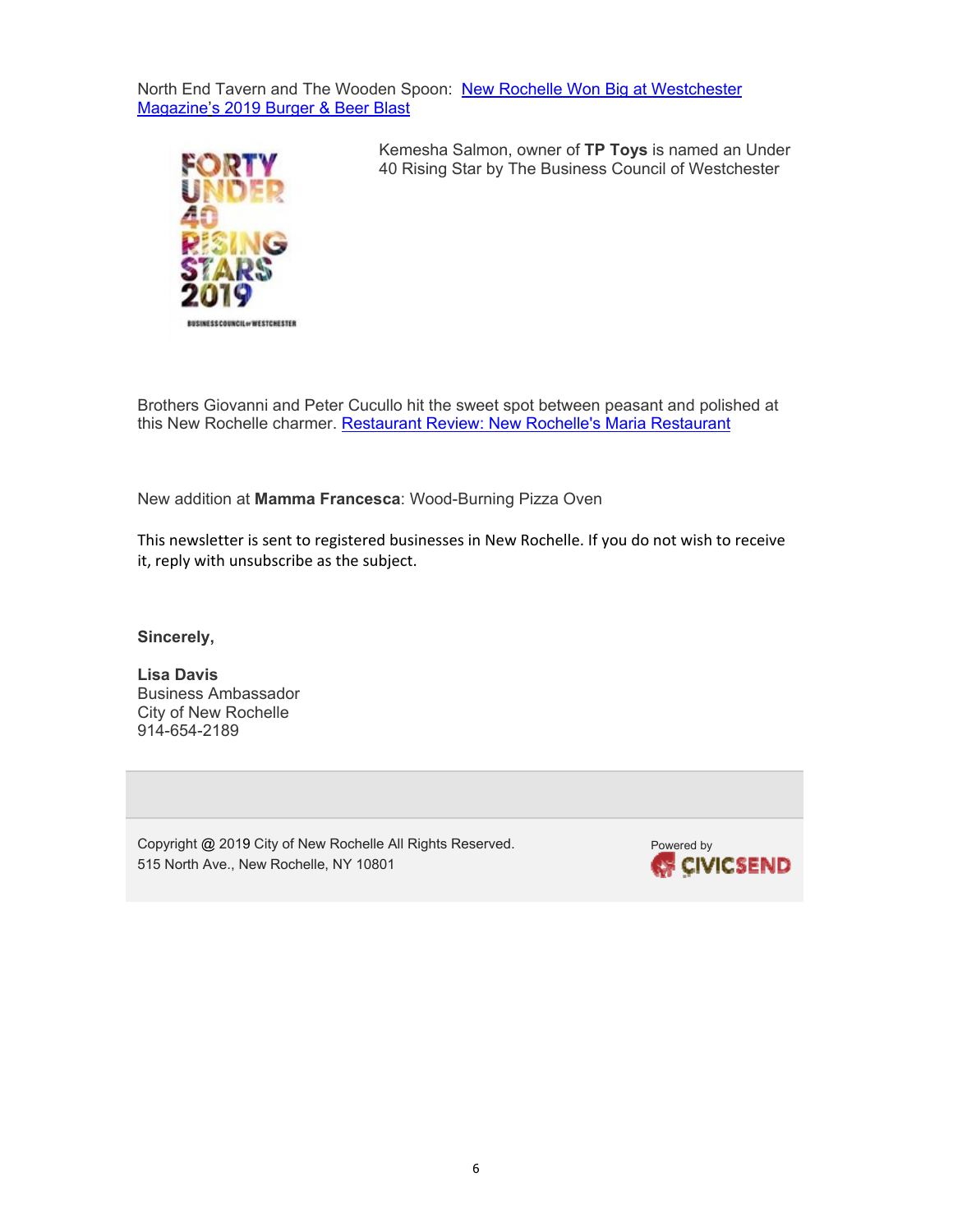North End Tavern and The Wooden Spoon: [New Rochelle Won Big at Westchester Magazine's 2019 Burger & Beer Blast]

Kemesha Salmon, owner of **TP Toys** is named an Under 40 Rising Star by The Business Council of Westchester

Brothers Giovanni and Peter Cucullo hit the sweet spot between peasant and polished at this New Rochelle charmer. [Restaurant Review: New Rochelle's Maria Restaurant]

New addition at **Mamma Francesca**: Wood-Burning Pizza Oven

This newsletter is sent to registered businesses in New Rochelle. If you do not wish to receive it, reply with unsubscribe as the subject.

**Sincerely,**

**Lisa Davis**
Business Ambassador
City of New Rochelle
914-654-2189

Copyright @ 2019 City of New Rochelle All Rights Reserved.
515 North Ave., New Rochelle, NY 10801

Powered by CIVICSEND